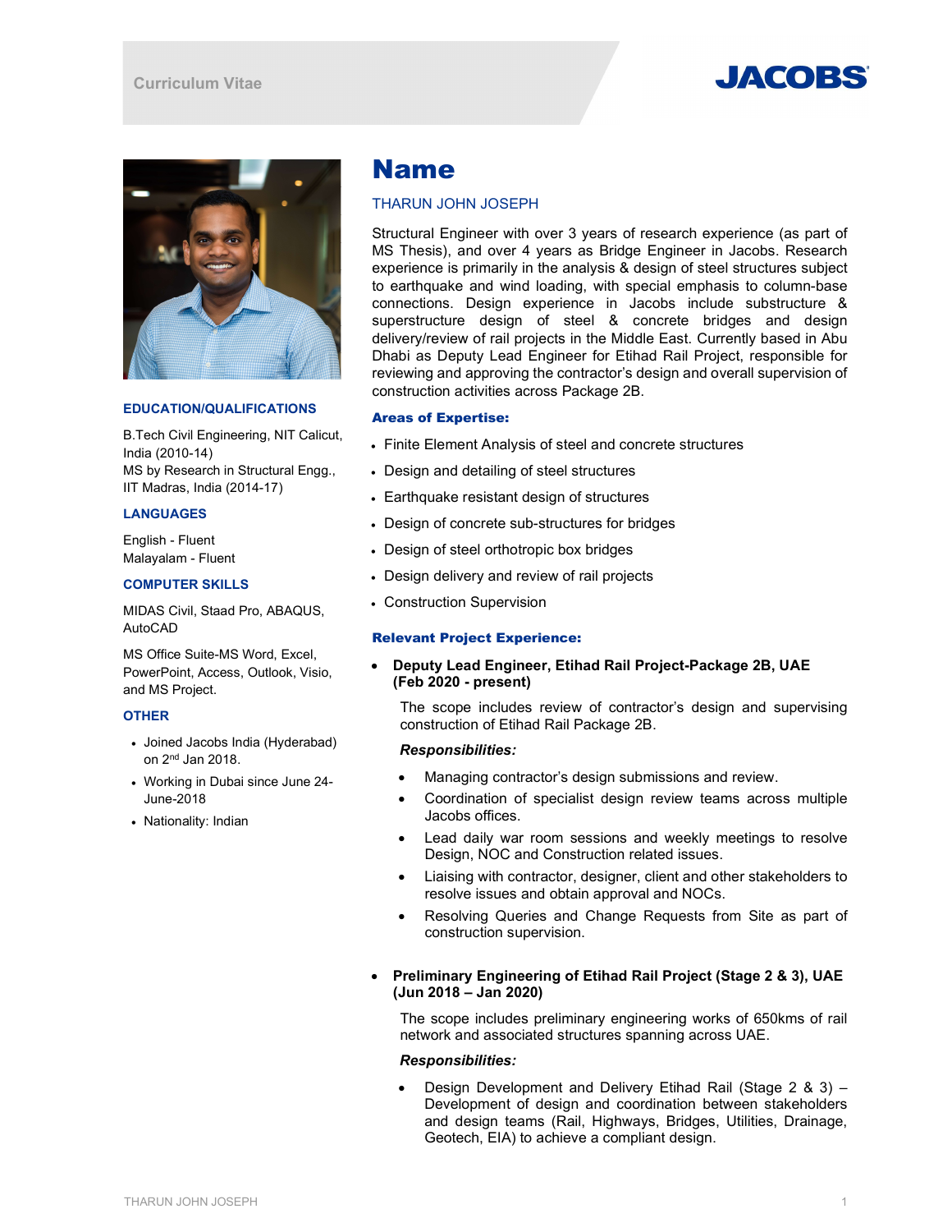Curriculum Vitae

# Name

THARUN JOHN JOSEPH

Structural Engineer with over 3 years of research experience (as part of MS Thesis), and over 4 years as Bridge Engineer in Jacobs. Research experience is primarily in the analysis & design of steel structures subject to earthquake and wind loading, with special emphasis to column-base connections. Design experience in Jacobs include substructure & superstructure design of steel & concrete bridges and design delivery/review of rail projects in the Middle East. Currently based in Abu Dhabi as Deputy Lead Engineer for Etihad Rail Project, responsible for reviewing and approving the contractor's design and overall supervision of construction activities across Package 2B.

## EDUCATION/QUALIFICATIONS

B.Tech Civil Engineering, NIT Calicut, India (2010-14)
MS by Research in Structural Engg., IIT Madras, India (2014-17)

## LANGUAGES

English - Fluent
Malayalam - Fluent

## COMPUTER SKILLS

MIDAS Civil, Staad Pro, ABAQUS, AutoCAD

MS Office Suite-MS Word, Excel, PowerPoint, Access, Outlook, Visio, and MS Project.

## OTHER

- Joined Jacobs India (Hyderabad) on 2nd Jan 2018.
- Working in Dubai since June 24-June-2018
- Nationality: Indian

## Areas of Expertise:

- Finite Element Analysis of steel and concrete structures
- Design and detailing of steel structures
- Earthquake resistant design of structures
- Design of concrete sub-structures for bridges
- Design of steel orthotropic box bridges
- Design delivery and review of rail projects
- Construction Supervision

## Relevant Project Experience:

- **Deputy Lead Engineer, Etihad Rail Project-Package 2B, UAE (Feb 2020 - present)**

  The scope includes review of contractor's design and supervising construction of Etihad Rail Package 2B.

  ***Responsibilities:***

  - Managing contractor's design submissions and review.
  - Coordination of specialist design review teams across multiple Jacobs offices.
  - Lead daily war room sessions and weekly meetings to resolve Design, NOC and Construction related issues.
  - Liaising with contractor, designer, client and other stakeholders to resolve issues and obtain approval and NOCs.
  - Resolving Queries and Change Requests from Site as part of construction supervision.

- **Preliminary Engineering of Etihad Rail Project (Stage 2 & 3), UAE (Jun 2018 – Jan 2020)**

  The scope includes preliminary engineering works of 650kms of rail network and associated structures spanning across UAE.

  ***Responsibilities:***

  - Design Development and Delivery Etihad Rail (Stage 2 & 3) – Development of design and coordination between stakeholders and design teams (Rail, Highways, Bridges, Utilities, Drainage, Geotech, EIA) to achieve a compliant design.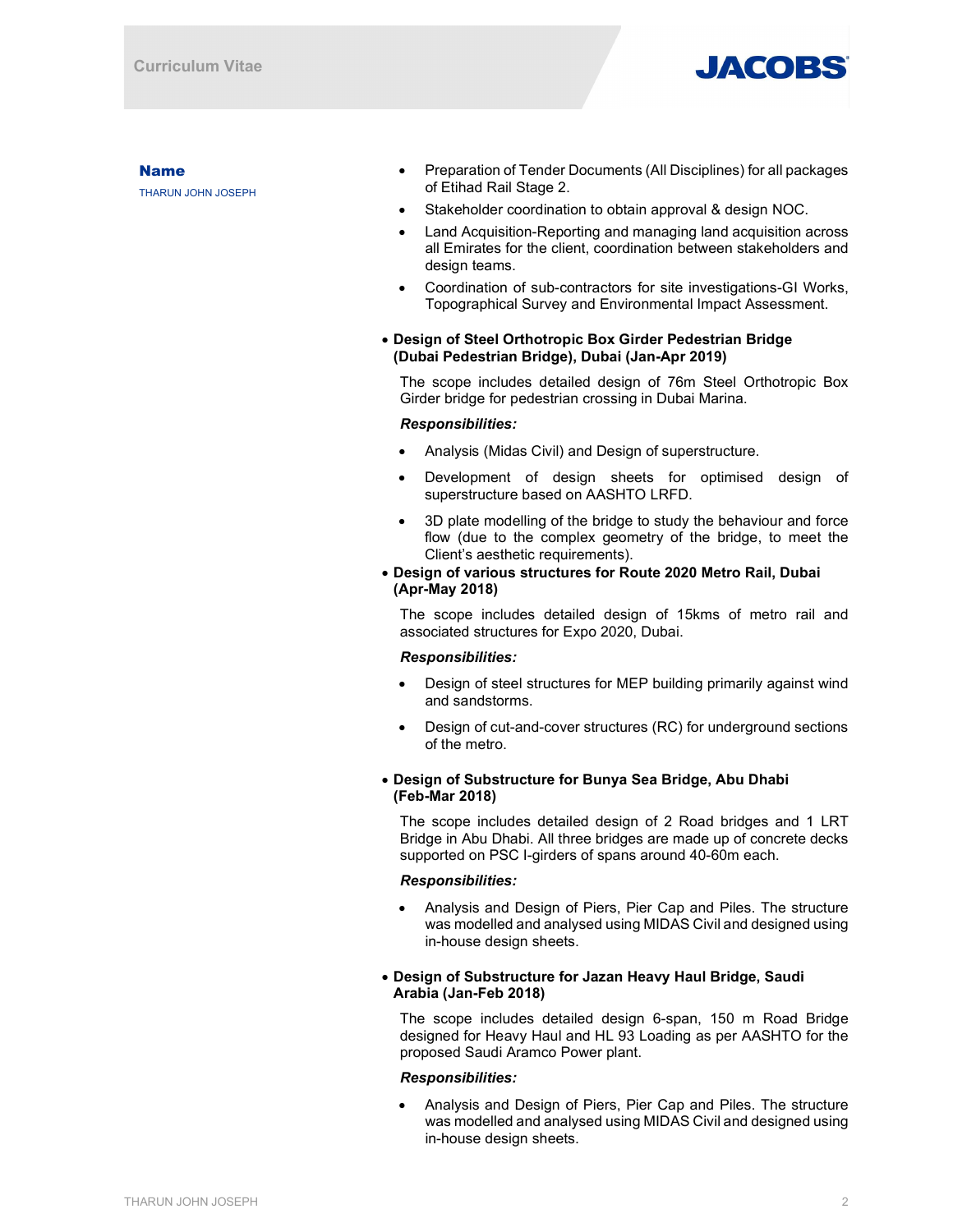**Name**

THARUN JOHN JOSEPH

- Preparation of Tender Documents (All Disciplines) for all packages of Etihad Rail Stage 2.
- Stakeholder coordination to obtain approval & design NOC.
- Land Acquisition-Reporting and managing land acquisition across all Emirates for the client, coordination between stakeholders and design teams.
- Coordination of sub-contractors for site investigations-GI Works, Topographical Survey and Environmental Impact Assessment.

- **Design of Steel Orthotropic Box Girder Pedestrian Bridge (Dubai Pedestrian Bridge), Dubai (Jan-Apr 2019)**

  The scope includes detailed design of 76m Steel Orthotropic Box Girder bridge for pedestrian crossing in Dubai Marina.

  ***Responsibilities:***

  - Analysis (Midas Civil) and Design of superstructure.
  - Development of design sheets for optimised design of superstructure based on AASHTO LRFD.
  - 3D plate modelling of the bridge to study the behaviour and force flow (due to the complex geometry of the bridge, to meet the Client's aesthetic requirements).

- **Design of various structures for Route 2020 Metro Rail, Dubai (Apr-May 2018)**

  The scope includes detailed design of 15kms of metro rail and associated structures for Expo 2020, Dubai.

  ***Responsibilities:***

  - Design of steel structures for MEP building primarily against wind and sandstorms.
  - Design of cut-and-cover structures (RC) for underground sections of the metro.

- **Design of Substructure for Bunya Sea Bridge, Abu Dhabi (Feb-Mar 2018)**

  The scope includes detailed design of 2 Road bridges and 1 LRT Bridge in Abu Dhabi. All three bridges are made up of concrete decks supported on PSC I-girders of spans around 40-60m each.

  ***Responsibilities:***

  - Analysis and Design of Piers, Pier Cap and Piles. The structure was modelled and analysed using MIDAS Civil and designed using in-house design sheets.

- **Design of Substructure for Jazan Heavy Haul Bridge, Saudi Arabia (Jan-Feb 2018)**

  The scope includes detailed design 6-span, 150 m Road Bridge designed for Heavy Haul and HL 93 Loading as per AASHTO for the proposed Saudi Aramco Power plant.

  ***Responsibilities:***

  - Analysis and Design of Piers, Pier Cap and Piles. The structure was modelled and analysed using MIDAS Civil and designed using in-house design sheets.